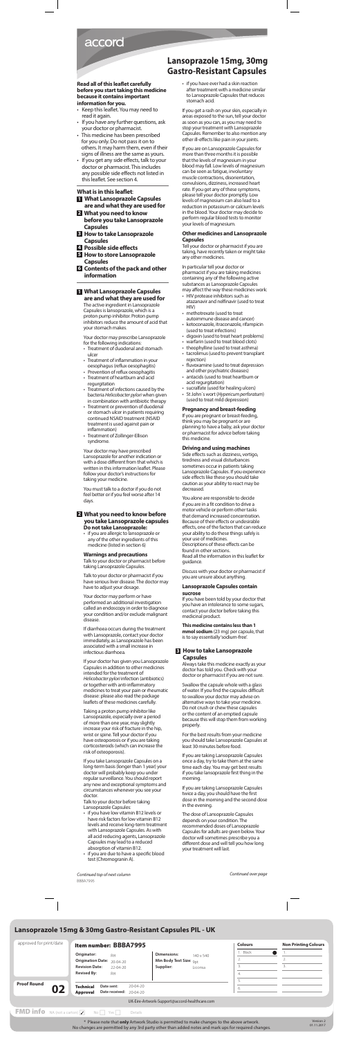accord

# Lansoprazole 15mg, 30mg Gastro-Resistant Capsules

**Read all of this leaflet carefully before you start taking this medicine because it contains important information for you.**

- Keep this leaflet. You may need to read it again.
- If you have any further questions, ask your doctor or pharmacist.
- This medicine has been prescribed for you only. Do not pass it on to others. It may harm them, even if their signs of illness are the same as yours.
- If you get any side effects, talk to your doctor or pharmacist. This includes any possible side effects not listed in this leaflet. See section 4.

**What is in this leaflet**:

1. **What Lansoprazole Capsules are and what they are used for**
2. **What you need to know before you take Lansoprazole Capsules**
3. **How to take Lansoprazole Capsules**
4. **Possible side effects**
5. **How to store Lansoprazole Capsules**
6. **Contents of the pack and other information**

## 1 What Lansoprazole Capsules are and what they are used for

The active ingredient in Lansoprazole Capsules is lansoprazole, which is a proton pump inhibitor. Proton pump inhibitors reduce the amount of acid that your stomach makes.

Your doctor may prescribe Lansoprazole for the following indications:

- Treatment of duodenal and stomach ulcer
- Treatment of inflammation in your oesophagus (reflux oesophagitis)
- Prevention of reflux oesophagitis
- Treatment of heartburn and acid regurgitation
- Treatment of infections caused by the bacteria *Helicobacter pylori* when given in combination with antibiotic therapy
- Treatment or prevention of duodenal or stomach ulcer in patients requiring continued NSAID treatment (NSAID treatment is used against pain or inflammation)
- Treatment of Zollinger-Ellison syndrome.

Your doctor may have prescribed Lansoprazole for another indication or with a dose different from that which is written in this information leaflet. Please follow your doctor's instructions for taking your medicine.

You must talk to a doctor if you do not feel better or if you feel worse after 14 days.

## 2 What you need to know before you take Lansoprazole capsules

**Do not take Lansoprazole:**

- if you are allergic to lansoprazole or any of the other ingredients of this medicine (listed in section 6)

**Warnings and precautions**

Talk to your doctor or pharmacist before taking Lansoprazole Capsules.

Talk to your doctor or pharmacist if you have serious liver disease. The doctor may have to adjust your dosage.

Your doctor may perform or have performed an additional investigation called an endoscopy in order to diagnose your condition and/or exclude malignant disease.

If diarrhoea occurs during the treatment with Lansoprazole, contact your doctor immediately, as Lansoprazole has been associated with a small increase in infectious diarrhoea.

If your doctor has given you Lansoprazole Capsules in addition to other medicines intended for the treatment of *Helicobacter pylori* infection (antibiotics) or together with anti-inflammatory medicines to treat your pain or rheumatic disease: please also read the package leaflets of these medicines carefully.

Taking a proton pump inhibitor like Lansoprazole, especially over a period of more than one year, may slightly increase your risk of fracture in the hip, wrist or spine. Tell your doctor if you have osteoporosis or if you are taking corticosteroids (which can increase the risk of osteoporosis).

If you take Lansoprazole Capsules on a long-term basis (longer than 1 year) your doctor will probably keep you under regular surveillance. You should report any new and exceptional symptoms and circumstances whenever you see your doctor.

Talk to your doctor before taking Lansoprazole Capsules:

- if you have low vitamin B12 levels or have risk factors for low vitamin B12 levels and receive long-term treatment with Lansoprazole Capsules. As with all acid reducing agents, Lansoprazole Capsules may lead to a reduced absorption of vitamin B12.
- if you are due to have a specific blood test (Chromogranin A).
- if you have ever had a skin reaction after treatment with a medicine similar to Lansoprazole Capsules that reduces stomach acid.

If you get a rash on your skin, especially in areas exposed to the sun, tell your doctor as soon as you can, as you may need to stop your treatment with Lansoprazole Capsules. Remember to also mention any other ill-effects like pain in your joints.

If you are on Lansoprazole Capsules for more than three months it is possible that the levels of magnesium in your blood may fall. Low levels of magnesium can be seen as fatigue, involuntary muscle contractions, disorientation, convulsions, dizziness, increased heart rate. If you get any of these symptoms, please tell your doctor promptly. Low levels of magnesium can also lead to a reduction in potassium or calcium levels in the blood. Your doctor may decide to perform regular blood tests to monitor your levels of magnesium.

**Other medicines and Lansoprazole Capsules**

Tell your doctor or pharmacist if you are taking, have recently taken or might take any other medicines.

In particular tell your doctor or pharmacist if you are taking medicines containing any of the following active substances as Lansoprazole Capsules may affect the way these medicines work:

- HIV protease inhibitors such as atazanavir and nelfinavir (used to treat HIV)
- methotrexate (used to treat autoimmune disease and cancer)
- ketoconazole, itraconazole, rifampicin (used to treat infections)
- digoxin (used to treat heart problems)
- warfarin (used to treat blood clots)
- theophylline (used to treat asthma)
- tacrolimus (used to prevent transplant rejection)
- fluvoxamine (used to treat depression and other psychiatric diseases)
- antacids (used to treat heartburn or acid regurgitation)
- sucralfate (used for healing ulcers)
- St John's wort (*Hypericum perforatum*) (used to treat mild depression)

**Pregnancy and breast-feeding**

If you are pregnant or breast-feeding, think you may be pregnant or are planning to have a baby, ask your doctor or pharmacist for advice before taking this medicine.

**Driving and using machines**

Side effects such as dizziness, vertigo, tiredness and visual disturbances sometimes occur in patients taking Lansoprazole Capsules. If you experience side effects like these you should take caution as your ability to react may be decreased.

You alone are responsible to decide if you are in a fit condition to drive a motor vehicle or perform other tasks that demand increased concentration. Because of their effects or undesirable effects, one of the factors that can reduce your ability to do these things safely is your use of medicines.

Descriptions of these effects can be found in other sections.

Read all the information in this leaflet for guidance.

Discuss with your doctor or pharmacist if you are unsure about anything.

**Lansoprazole Capsules contain sucrose**

If you have been told by your doctor that you have an intolerance to some sugars, contact your doctor before taking this medicinal product.

**This medicine contains less than 1 mmol sodium** (23 mg) per capsule, that is to say essentially 'sodium-free'.

## 3 How to take Lansoprazole Capsules

Always take this medicine exactly as your doctor has told you. Check with your doctor or pharmacist if you are not sure.

Swallow the capsule whole with a glass of water. If you find the capsules difficult to swallow your doctor may advise on alternative ways to take your medicine. Do not crush or chew these capsules or the content of an emptied capsule because this will stop them from working properly.

For the best results from your medicine you should take Lansoprazole Capsules at least 30 minutes before food.

If you are taking Lansoprazole Capsules once a day, try to take them at the same time each day. You may get best results if you take lansoprazole first thing in the morning.

If you are taking Lansoprazole Capsules twice a day, you should have the first dose in the morning and the second dose in the evening.

The dose of Lansoprazole Capsules depends on your condition. The recommended doses of Lansoprazole Capsules for adults are given below. Your doctor will sometimes prescribe you a different dose and will tell you how long your treatment will last.

*Continued top of next column*

*Continued over page*

BBBA7995

## Lansoprazole 15mg & 30mg Gastro-Resistant Capsules PIL - UK

| approved for print/date | Item number: BBBA7995 | | | |
|---|---|---|---|---|
| | Originator: RH | Origination Date: 20-04-20 | Dimensions: 140 x 540 | |
| | Revision Date: 22-04-20 | Revised By: RH | Min Body Text Size: 9pt | Supplier: Lionsa |
| Proof Round 02 | Technical Approval | Date sent: 20-04-20 | Date received: 20-04-20 | |

| Colours | Non Printing Colours |
|---|---|
| 1. Black | 1. |
| 2. | 2. |
| 3. | 3. |
| 4. | |
| 5. | |
| 6. | |

UK-Eire-Artwork-Support@accord-healthcare.com

FMD info: NA (not a carton) ✓ No ☐ Yes ☐ Details

\* Please note that **only** Artwork Studio is permitted to make changes to the above artwork. No changes are permitted by any 3rd party other than added notes and mark ups for required changes.

Version 2 01.11.2017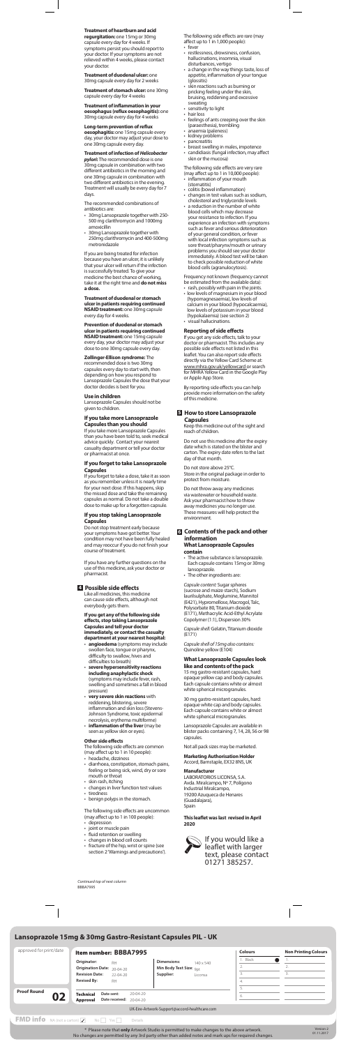**Treatment of heartburn and acid regurgitation:** one 15mg or 30mg capsule every day for 4 weeks. If symptoms persist you should report to your doctor. If your symptoms are not relieved within 4 weeks, please contact your doctor.

**Treatment of duodenal ulcer:** one 30mg capsule every day for 2 weeks

**Treatment of stomach ulcer:** one 30mg capsule every day for 4 weeks

**Treatment of inflammation in your oesophagus (reflux oesophagitis):** one 30mg capsule every day for 4 weeks

**Long-term prevention of reflux oesophagitis:** one 15mg capsule every day, your doctor may adjust your dose to one 30mg capsule every day.

**Treatment of infection of *Helicobacter pylori*:** The recommended dose is one 30mg capsule in combination with two different antibiotics in the morning and one 30mg capsule in combination with two different antibiotics in the evening. Treatment will usually be every day for 7 days.

The recommended combinations of antibiotics are:

- 30mg Lansoprazole together with 250-500 mg clarithromycin and 1000mg amoxicillin
- 30mg Lansoprazole together with 250mg clarithromycin and 400-500mg metronidazole

If you are being treated for infection because you have an ulcer, it is unlikely that your ulcer will return if the infection is successfully treated. To give your medicine the best chance of working, take it at the right time and **do not miss a dose.**

**Treatment of duodenal or stomach ulcer in patients requiring continued NSAID treatment:** one 30mg capsule every day for 4 weeks.

**Prevention of duodenal or stomach ulcer in patients requiring continued NSAID treatment:** one 15mg capsule every day, your doctor may adjust your dose to one 30mg capsule every day.

**Zollinger-Ellison syndrome:** The recommended dose is two 30mg capsules every day to start with, then depending on how you respond to Lansoprazole Capsules the dose that your doctor decides is best for you.

### Use in children

Lansoprazole Capsules should not be given to children.

### If you take more Lansoprazole Capsules than you should

If you take more Lansoprazole Capsules than you have been told to, seek medical advice quickly. Contact your nearest casualty department or tell your doctor or pharmacist at once.

### If you forget to take Lansoprazole Capsules

If you forget to take a dose, take it as soon as you remember unless it is nearly time for your next dose. If this happens, skip the missed dose and take the remaining capsules as normal. Do not take a double dose to make up for a forgotten capsule.

### If you stop taking Lansoprazole Capsules

Do not stop treatment early because your symptoms have got better. Your condition may not have been fully healed and may reoccur if you do not finish your course of treatment.

If you have any further questions on the use of this medicine, ask your doctor or pharmacist.

## 4 Possible side effects

Like all medicines, this medicine can cause side effects, although not everybody gets them.

**If you get any of the following side effects, stop taking Lansoprazole Capsules and tell your doctor immediately, or contact the casualty department at your nearest hospital:**

- **angioedema** (symptoms may include swollen face, tongue or pharynx, difficulty to swallow, hives and difficulties to breath)
- **severe hypersensitivity reactions including anaphylactic shock** (symptoms may include fever, rash, swelling and sometimes a fall in blood pressure)
- **very severe skin reactions** with reddening, blistering, severe inflammation and skin loss (Stevens-Johnson Syndrome, toxic epidermal necrolysis, erythema multiforme)
- **inflammation of the liver** (may be seen as yellow skin or eyes).

### Other side effects

The following side effects are common (may affect up to 1 in 10 people):

- headache, dizziness
- diarrhoea, constipation, stomach pains, feeling or being sick, wind, dry or sore mouth or throat
- skin rash, itching
- changes in liver function test values
- tiredness
- benign polyps in the stomach.

The following side effects are uncommon (may affect up to 1 in 100 people):

- depression
- joint or muscle pain
- fluid retention or swelling
- changes in blood cell counts
- fracture of the hip, wrist or spine (see section 2 'Warnings and precautions').

*Continued top of next column*
BBBA7995

The following side effects are rare (may affect up to 1 in 1,000 people):

- fever
- restlessness, drowsiness, confusion, hallucinations, insomnia, visual disturbances, vertigo
- a change in the way things taste, loss of appetite, inflammation of your tongue (glossitis)
- skin reactions such as burning or pricking feeling under the skin, bruising, reddening and excessive sweating
- sensitivity to light
- hair loss
- feelings of ants creeping over the skin (paraesthesia), trembling
- anaemia (paleness)
- kidney problems
- pancreatitis
- breast swelling in males, impotence
- candidiasis (fungal infection, may affect skin or the mucosa)

The following side effects are very rare (may affect up to 1 in 10,000 people):

- inflammation of your mouth (stomatitis)
- colitis (bowel inflammation)
- changes in test values such as sodium, cholesterol and triglyceride levels
- a reduction in the number of white blood cells which may decrease your resistance to infection. If you experience an infection with symptoms such as fever and serious deterioration of your general condition, or fever with local infection symptoms such as sore throat/pharynx/mouth or urinary problems you should see your doctor immediately. A blood test will be taken to check possible reduction of white blood cells (agranulocytosis).

Frequency not known (frequency cannot be estimated from the available data):

- rash, possibly with pain in the joints.
- low levels of magnesium in your blood (hypomagnesaemia), low levels of calcium in your blood (hypocalcaemia), low levels of potassium in your blood (hypokalaemia) (see section 2)
- visual hallucinations.

### Reporting of side effects

If you get any side effects, talk to your doctor or pharmacist. This includes any possible side effects not listed in this leaflet. You can also report side effects directly via the Yellow Card Scheme at: www.mhra.gov.uk/yellowcard or search for MHRA Yellow Card in the Google Play or Apple App Store.

By reporting side effects you can help provide more information on the safety of this medicine.

## 5 How to store Lansoprazole Capsules

Keep this medicine out of the sight and reach of children.

Do not use this medicine after the expiry date which is stated on the blister and carton. The expiry date refers to the last day of that month.

Do not store above 25°C.
Store in the original package in order to protect from moisture.

Do not throw away any medicines via wastewater or household waste. Ask your pharmacist how to throw away medicines you no longer use. These measures will help protect the environment.

## 6 Contents of the pack and other information

### What Lansoprazole Capsules contain

- The active substance is lansoprazole. Each capsule contains 15mg or 30mg lansoprazole.
- The other ingredients are:

*Capsule content:* Sugar spheres (sucrose and maize starch), Sodium laurilsulphate, Meglumine, Mannitol (E421), Hypromellose, Macrogol, Talc, Polysorbate 80, Titanium dioxide (E171), Methacrylic Acid-Ethyl Acrylate Copolymer (1:1), Dispersion 30%

*Capsule shell:* Gelatin, Titanium dioxide (E171)

*Capsule shell of 15mg also contains:* Quinoline yellow (E104)

### What Lansoprazole Capsules look like and contents of the pack

15 mg gastro-resistant capsules, hard: opaque yellow cap and body capsules. Each capsule contains white or almost white spherical microgranules.

30 mg gastro-resistant capsules, hard: opaque white cap and body capsules. Each capsule contains white or almost white spherical microgranules.

Lansoprazole Capsules are available in blister packs containing 7, 14, 28, 56 or 98 capsules.

Not all pack sizes may be marketed.

**Marketing Authorisation Holder**
Accord, Barnstaple, EX32 8NS, UK

**Manufacturer**
LABORATORIOS LICONSA, S.A.
Avda. Miralcampo, Nº 7, Polígono
Industrial Miralcampo,
19200 Azuqueca de Henares
(Guadalajara),
Spain

**This leaflet was last revised in April 2020**

If you would like a leaflet with larger text, please contact 01271 385257.

# Lansoprazole 15mg & 30mg Gastro-Resistant Capsules PIL - UK

| | | | |
|---|---|---|---|
| approved for print/date | **Item number: BBBA7995** | | |
| | Originator: RH | Dimensions: 140 x 540 | |
| | Origination Date: 20-04-20 | Min Body Text Size: 9pt | |
| | Revision Date: 22-04-20 | Supplier: Liconsa | |
| | Revised By: RH | | |
| **Proof Round 02** | **Technical Approval** | Date sent: 20-04-20 | |
| | | Date received: 20-04-20 | |

| Colours | Non Printing Colours |
|---|---|
| 1. Black | 1. |
| 2. | 2. |
| 3. | 3. |
| 4. | |
| 5. | |
| 6. | |

UK-Eire-Artwork-Support@accord-healthcare.com

FMD info NA (not a carton) ☑ No ☐ Yes ☐ Details:

\* Please note that **only** Artwork Studio is permitted to make changes to the above artwork.
No changes are permitted by any 3rd party other than added notes and mark ups for required changes.

Version 2
01.11.2017